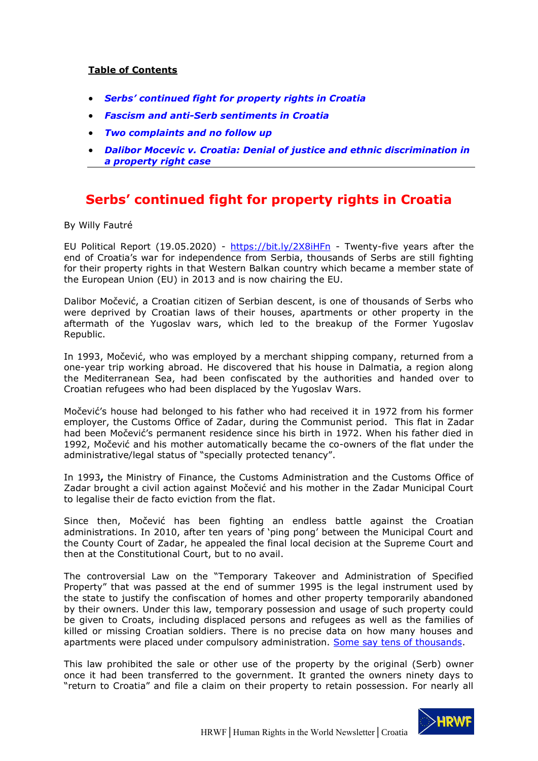**Table of Contents**

- ***Serbs' continued fight for property rights in Croatia***
- ***Fascism and anti-Serb sentiments in Croatia***
- ***Two complaints and no follow up***
- ***Dalibor Mocevic v. Croatia: Denial of justice and ethnic discrimination in a property right case***

# Serbs' continued fight for property rights in Croatia

By Willy Fautré

EU Political Report (19.05.2020) - https://bit.ly/2X8iHFn - Twenty-five years after the end of Croatia's war for independence from Serbia, thousands of Serbs are still fighting for their property rights in that Western Balkan country which became a member state of the European Union (EU) in 2013 and is now chairing the EU.

Dalibor Močević, a Croatian citizen of Serbian descent, is one of thousands of Serbs who were deprived by Croatian laws of their houses, apartments or other property in the aftermath of the Yugoslav wars, which led to the breakup of the Former Yugoslav Republic.

In 1993, Močević, who was employed by a merchant shipping company, returned from a one-year trip working abroad. He discovered that his house in Dalmatia, a region along the Mediterranean Sea, had been confiscated by the authorities and handed over to Croatian refugees who had been displaced by the Yugoslav Wars.

Močević's house had belonged to his father who had received it in 1972 from his former employer, the Customs Office of Zadar, during the Communist period. This flat in Zadar had been Močević's permanent residence since his birth in 1972. When his father died in 1992, Močević and his mother automatically became the co-owners of the flat under the administrative/legal status of "specially protected tenancy".

In 1993**,** the Ministry of Finance, the Customs Administration and the Customs Office of Zadar brought a civil action against Močević and his mother in the Zadar Municipal Court to legalise their de facto eviction from the flat.

Since then, Močević has been fighting an endless battle against the Croatian administrations. In 2010, after ten years of 'ping pong' between the Municipal Court and the County Court of Zadar, he appealed the final local decision at the Supreme Court and then at the Constitutional Court, but to no avail.

The controversial Law on the "Temporary Takeover and Administration of Specified Property" that was passed at the end of summer 1995 is the legal instrument used by the state to justify the confiscation of homes and other property temporarily abandoned by their owners. Under this law, temporary possession and usage of such property could be given to Croats, including displaced persons and refugees as well as the families of killed or missing Croatian soldiers. There is no precise data on how many houses and apartments were placed under compulsory administration. Some say tens of thousands.

This law prohibited the sale or other use of the property by the original (Serb) owner once it had been transferred to the government. It granted the owners ninety days to "return to Croatia" and file a claim on their property to retain possession. For nearly all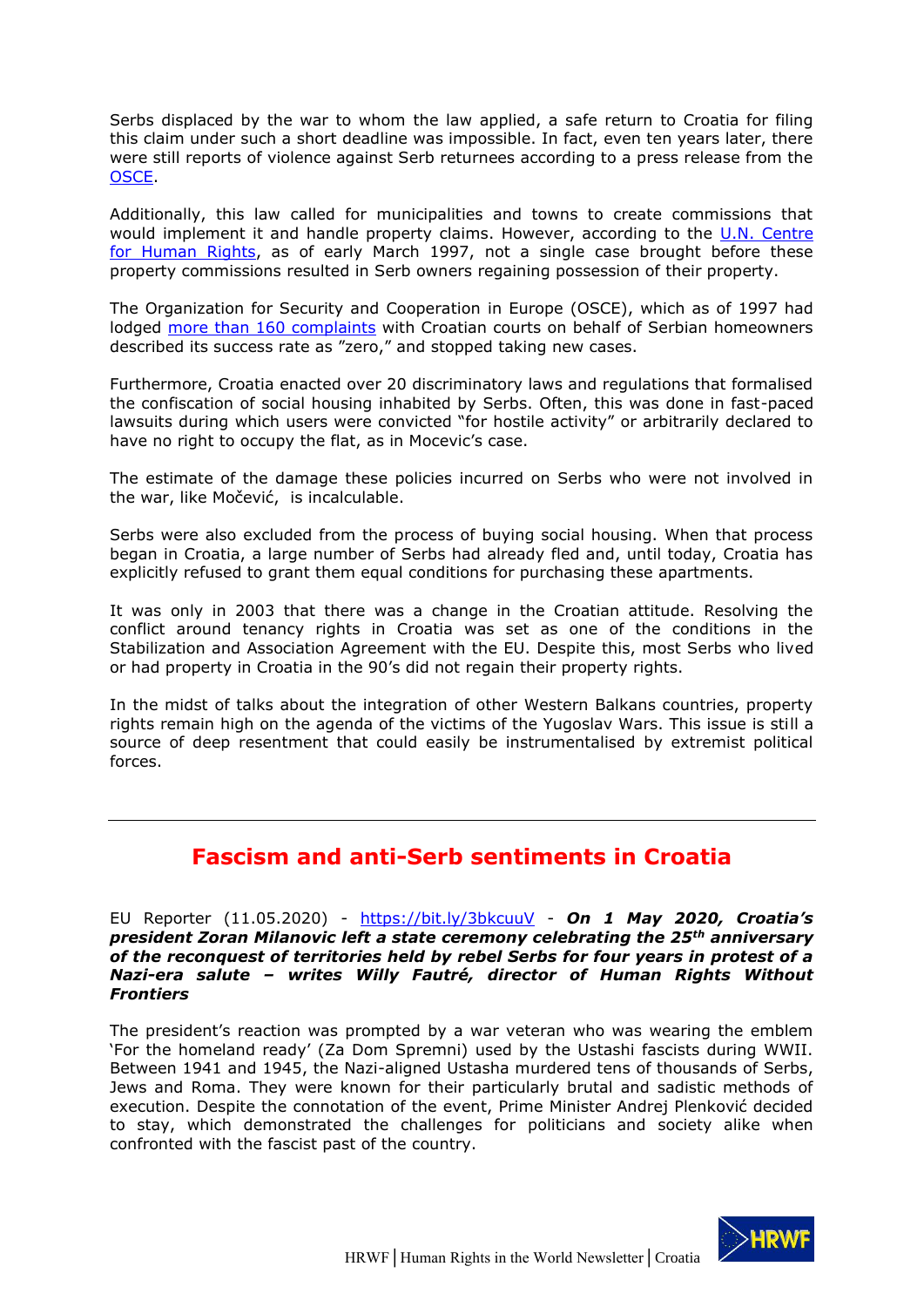Serbs displaced by the war to whom the law applied, a safe return to Croatia for filing this claim under such a short deadline was impossible. In fact, even ten years later, there were still reports of violence against Serb returnees according to a press release from the OSCE.

Additionally, this law called for municipalities and towns to create commissions that would implement it and handle property claims. However, according to the U.N. Centre for Human Rights, as of early March 1997, not a single case brought before these property commissions resulted in Serb owners regaining possession of their property.

The Organization for Security and Cooperation in Europe (OSCE), which as of 1997 had lodged more than 160 complaints with Croatian courts on behalf of Serbian homeowners described its success rate as "zero," and stopped taking new cases.

Furthermore, Croatia enacted over 20 discriminatory laws and regulations that formalised the confiscation of social housing inhabited by Serbs. Often, this was done in fast-paced lawsuits during which users were convicted "for hostile activity" or arbitrarily declared to have no right to occupy the flat, as in Mocevic's case.

The estimate of the damage these policies incurred on Serbs who were not involved in the war, like Močević, is incalculable.

Serbs were also excluded from the process of buying social housing. When that process began in Croatia, a large number of Serbs had already fled and, until today, Croatia has explicitly refused to grant them equal conditions for purchasing these apartments.

It was only in 2003 that there was a change in the Croatian attitude. Resolving the conflict around tenancy rights in Croatia was set as one of the conditions in the Stabilization and Association Agreement with the EU. Despite this, most Serbs who lived or had property in Croatia in the 90's did not regain their property rights.

In the midst of talks about the integration of other Western Balkans countries, property rights remain high on the agenda of the victims of the Yugoslav Wars. This issue is still a source of deep resentment that could easily be instrumentalised by extremist political forces.

---

## Fascism and anti-Serb sentiments in Croatia

EU Reporter (11.05.2020) - https://bit.ly/3bkcuuV - ***On 1 May 2020, Croatia's president Zoran Milanovic left a state ceremony celebrating the 25th anniversary of the reconquest of territories held by rebel Serbs for four years in protest of a Nazi-era salute – writes Willy Fautré, director of Human Rights Without Frontiers***

The president's reaction was prompted by a war veteran who was wearing the emblem 'For the homeland ready' (Za Dom Spremni) used by the Ustashi fascists during WWII. Between 1941 and 1945, the Nazi-aligned Ustasha murdered tens of thousands of Serbs, Jews and Roma. They were known for their particularly brutal and sadistic methods of execution. Despite the connotation of the event, Prime Minister Andrej Plenković decided to stay, which demonstrated the challenges for politicians and society alike when confronted with the fascist past of the country.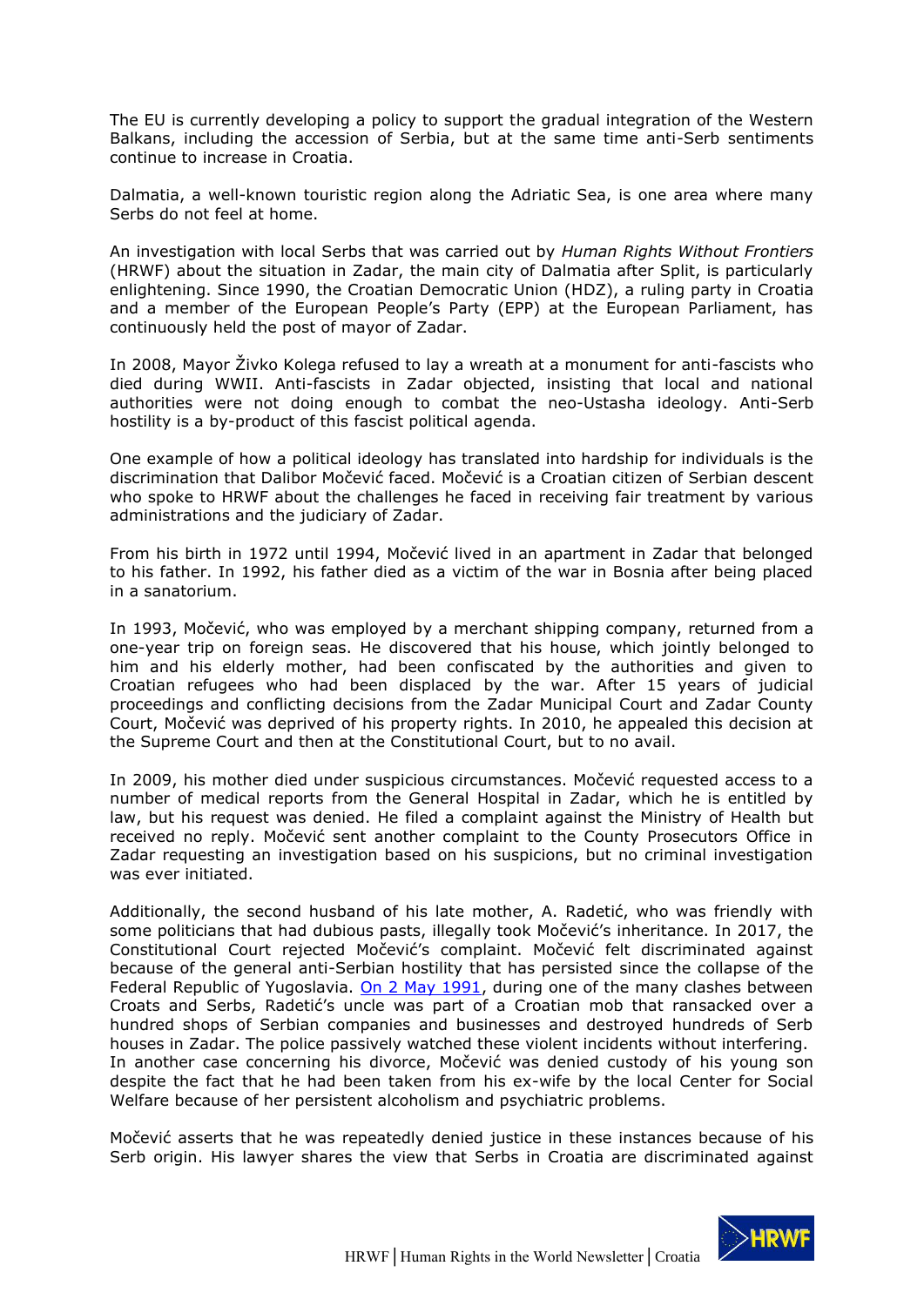The EU is currently developing a policy to support the gradual integration of the Western Balkans, including the accession of Serbia, but at the same time anti-Serb sentiments continue to increase in Croatia.

Dalmatia, a well-known touristic region along the Adriatic Sea, is one area where many Serbs do not feel at home.

An investigation with local Serbs that was carried out by *Human Rights Without Frontiers* (HRWF) about the situation in Zadar, the main city of Dalmatia after Split, is particularly enlightening. Since 1990, the Croatian Democratic Union (HDZ), a ruling party in Croatia and a member of the European People's Party (EPP) at the European Parliament, has continuously held the post of mayor of Zadar.

In 2008, Mayor Živko Kolega refused to lay a wreath at a monument for anti-fascists who died during WWII. Anti-fascists in Zadar objected, insisting that local and national authorities were not doing enough to combat the neo-Ustasha ideology. Anti-Serb hostility is a by-product of this fascist political agenda.

One example of how a political ideology has translated into hardship for individuals is the discrimination that Dalibor Močević faced. Močević is a Croatian citizen of Serbian descent who spoke to HRWF about the challenges he faced in receiving fair treatment by various administrations and the judiciary of Zadar.

From his birth in 1972 until 1994, Močević lived in an apartment in Zadar that belonged to his father. In 1992, his father died as a victim of the war in Bosnia after being placed in a sanatorium.

In 1993, Močević, who was employed by a merchant shipping company, returned from a one-year trip on foreign seas. He discovered that his house, which jointly belonged to him and his elderly mother, had been confiscated by the authorities and given to Croatian refugees who had been displaced by the war. After 15 years of judicial proceedings and conflicting decisions from the Zadar Municipal Court and Zadar County Court, Močević was deprived of his property rights. In 2010, he appealed this decision at the Supreme Court and then at the Constitutional Court, but to no avail.

In 2009, his mother died under suspicious circumstances. Močević requested access to a number of medical reports from the General Hospital in Zadar, which he is entitled by law, but his request was denied. He filed a complaint against the Ministry of Health but received no reply. Močević sent another complaint to the County Prosecutors Office in Zadar requesting an investigation based on his suspicions, but no criminal investigation was ever initiated.

Additionally, the second husband of his late mother, A. Radetić, who was friendly with some politicians that had dubious pasts, illegally took Močević's inheritance. In 2017, the Constitutional Court rejected Močević's complaint. Močević felt discriminated against because of the general anti-Serbian hostility that has persisted since the collapse of the Federal Republic of Yugoslavia. On 2 May 1991, during one of the many clashes between Croats and Serbs, Radetić's uncle was part of a Croatian mob that ransacked over a hundred shops of Serbian companies and businesses and destroyed hundreds of Serb houses in Zadar. The police passively watched these violent incidents without interfering.
In another case concerning his divorce, Močević was denied custody of his young son despite the fact that he had been taken from his ex-wife by the local Center for Social Welfare because of her persistent alcoholism and psychiatric problems.

Močević asserts that he was repeatedly denied justice in these instances because of his Serb origin. His lawyer shares the view that Serbs in Croatia are discriminated against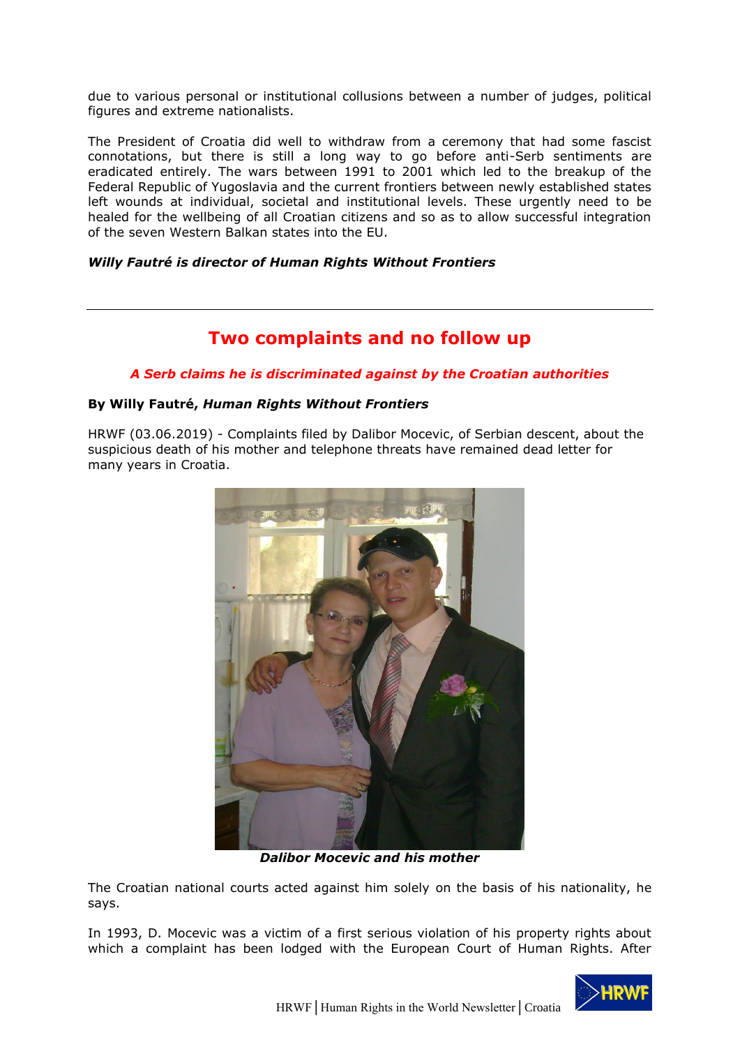due to various personal or institutional collusions between a number of judges, political figures and extreme nationalists.

The President of Croatia did well to withdraw from a ceremony that had some fascist connotations, but there is still a long way to go before anti-Serb sentiments are eradicated entirely. The wars between 1991 to 2001 which led to the breakup of the Federal Republic of Yugoslavia and the current frontiers between newly established states left wounds at individual, societal and institutional levels. These urgently need to be healed for the wellbeing of all Croatian citizens and so as to allow successful integration of the seven Western Balkan states into the EU.

***Willy Fautré is director of Human Rights Without Frontiers***

---

## Two complaints and no follow up

***A Serb claims he is discriminated against by the Croatian authorities***

**By Willy Fautré, *Human Rights Without Frontiers***

HRWF (03.06.2019) - Complaints filed by Dalibor Mocevic, of Serbian descent, about the suspicious death of his mother and telephone threats have remained dead letter for many years in Croatia.

***Dalibor Mocevic and his mother***

The Croatian national courts acted against him solely on the basis of his nationality, he says.

In 1993, D. Mocevic was a victim of a first serious violation of his property rights about which a complaint has been lodged with the European Court of Human Rights. After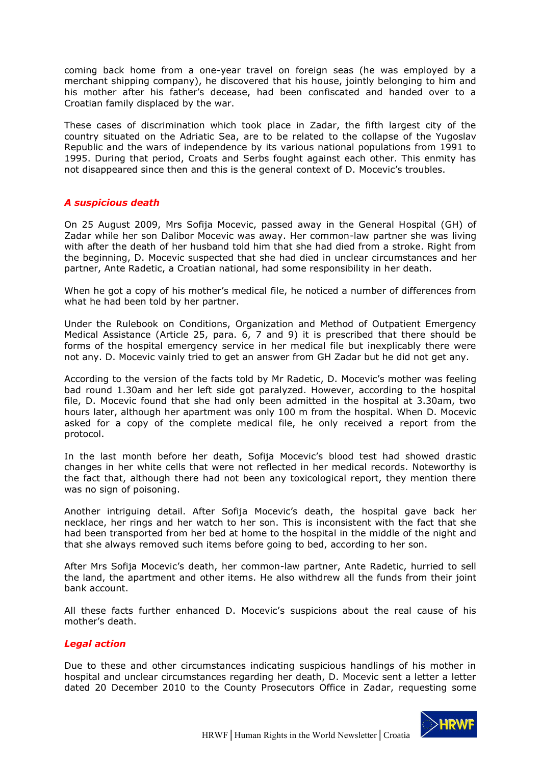coming back home from a one-year travel on foreign seas (he was employed by a merchant shipping company), he discovered that his house, jointly belonging to him and his mother after his father's decease, had been confiscated and handed over to a Croatian family displaced by the war.

These cases of discrimination which took place in Zadar, the fifth largest city of the country situated on the Adriatic Sea, are to be related to the collapse of the Yugoslav Republic and the wars of independence by its various national populations from 1991 to 1995. During that period, Croats and Serbs fought against each other. This enmity has not disappeared since then and this is the general context of D. Mocevic's troubles.

### *A suspicious death*

On 25 August 2009, Mrs Sofija Mocevic, passed away in the General Hospital (GH) of Zadar while her son Dalibor Mocevic was away. Her common-law partner she was living with after the death of her husband told him that she had died from a stroke. Right from the beginning, D. Mocevic suspected that she had died in unclear circumstances and her partner, Ante Radetic, a Croatian national, had some responsibility in her death.

When he got a copy of his mother's medical file, he noticed a number of differences from what he had been told by her partner.

Under the Rulebook on Conditions, Organization and Method of Outpatient Emergency Medical Assistance (Article 25, para. 6, 7 and 9) it is prescribed that there should be forms of the hospital emergency service in her medical file but inexplicably there were not any. D. Mocevic vainly tried to get an answer from GH Zadar but he did not get any.

According to the version of the facts told by Mr Radetic, D. Mocevic's mother was feeling bad round 1.30am and her left side got paralyzed. However, according to the hospital file, D. Mocevic found that she had only been admitted in the hospital at 3.30am, two hours later, although her apartment was only 100 m from the hospital. When D. Mocevic asked for a copy of the complete medical file, he only received a report from the protocol.

In the last month before her death, Sofija Mocevic's blood test had showed drastic changes in her white cells that were not reflected in her medical records. Noteworthy is the fact that, although there had not been any toxicological report, they mention there was no sign of poisoning.

Another intriguing detail. After Sofija Mocevic's death, the hospital gave back her necklace, her rings and her watch to her son. This is inconsistent with the fact that she had been transported from her bed at home to the hospital in the middle of the night and that she always removed such items before going to bed, according to her son.

After Mrs Sofija Mocevic's death, her common-law partner, Ante Radetic, hurried to sell the land, the apartment and other items. He also withdrew all the funds from their joint bank account.

All these facts further enhanced D. Mocevic's suspicions about the real cause of his mother's death.

### *Legal action*

Due to these and other circumstances indicating suspicious handlings of his mother in hospital and unclear circumstances regarding her death, D. Mocevic sent a letter a letter dated 20 December 2010 to the County Prosecutors Office in Zadar, requesting some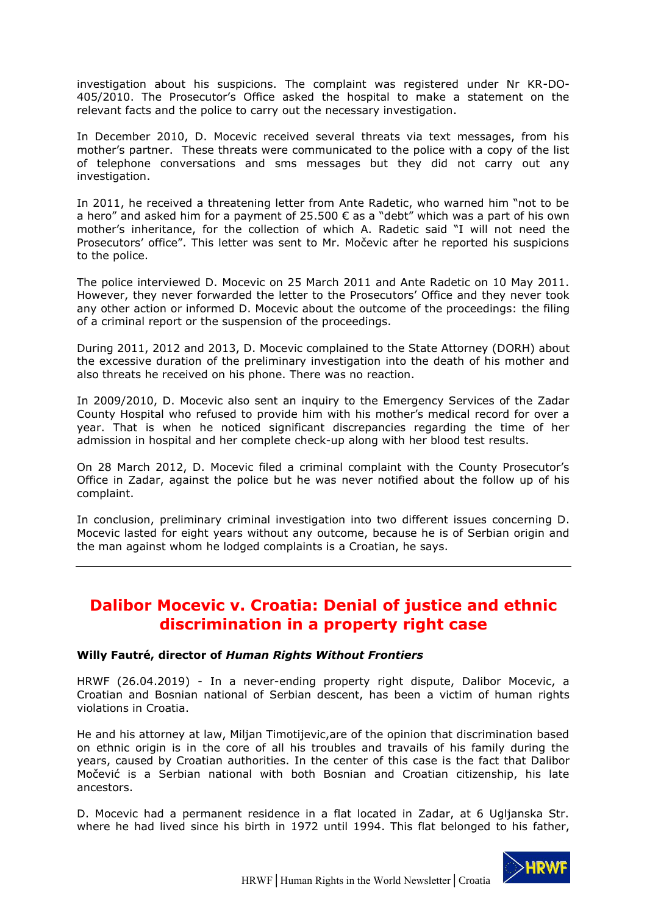investigation about his suspicions. The complaint was registered under Nr KR-DO-405/2010. The Prosecutor's Office asked the hospital to make a statement on the relevant facts and the police to carry out the necessary investigation.

In December 2010, D. Mocevic received several threats via text messages, from his mother's partner. These threats were communicated to the police with a copy of the list of telephone conversations and sms messages but they did not carry out any investigation.

In 2011, he received a threatening letter from Ante Radetic, who warned him "not to be a hero" and asked him for a payment of 25.500 € as a "debt" which was a part of his own mother's inheritance, for the collection of which A. Radetic said "I will not need the Prosecutors' office". This letter was sent to Mr. Močevic after he reported his suspicions to the police.

The police interviewed D. Mocevic on 25 March 2011 and Ante Radetic on 10 May 2011. However, they never forwarded the letter to the Prosecutors' Office and they never took any other action or informed D. Mocevic about the outcome of the proceedings: the filing of a criminal report or the suspension of the proceedings.

During 2011, 2012 and 2013, D. Mocevic complained to the State Attorney (DORH) about the excessive duration of the preliminary investigation into the death of his mother and also threats he received on his phone. There was no reaction.

In 2009/2010, D. Mocevic also sent an inquiry to the Emergency Services of the Zadar County Hospital who refused to provide him with his mother's medical record for over a year. That is when he noticed significant discrepancies regarding the time of her admission in hospital and her complete check-up along with her blood test results.

On 28 March 2012, D. Mocevic filed a criminal complaint with the County Prosecutor's Office in Zadar, against the police but he was never notified about the follow up of his complaint.

In conclusion, preliminary criminal investigation into two different issues concerning D. Mocevic lasted for eight years without any outcome, because he is of Serbian origin and the man against whom he lodged complaints is a Croatian, he says.

---

## Dalibor Mocevic v. Croatia: Denial of justice and ethnic discrimination in a property right case

**Willy Fautré, director of *Human Rights Without Frontiers***

HRWF (26.04.2019) - In a never-ending property right dispute, Dalibor Mocevic, a Croatian and Bosnian national of Serbian descent, has been a victim of human rights violations in Croatia.

He and his attorney at law, Miljan Timotijevic,are of the opinion that discrimination based on ethnic origin is in the core of all his troubles and travails of his family during the years, caused by Croatian authorities. In the center of this case is the fact that Dalibor Močević is a Serbian national with both Bosnian and Croatian citizenship, his late ancestors.

D. Mocevic had a permanent residence in a flat located in Zadar, at 6 Ugljanska Str. where he had lived since his birth in 1972 until 1994. This flat belonged to his father,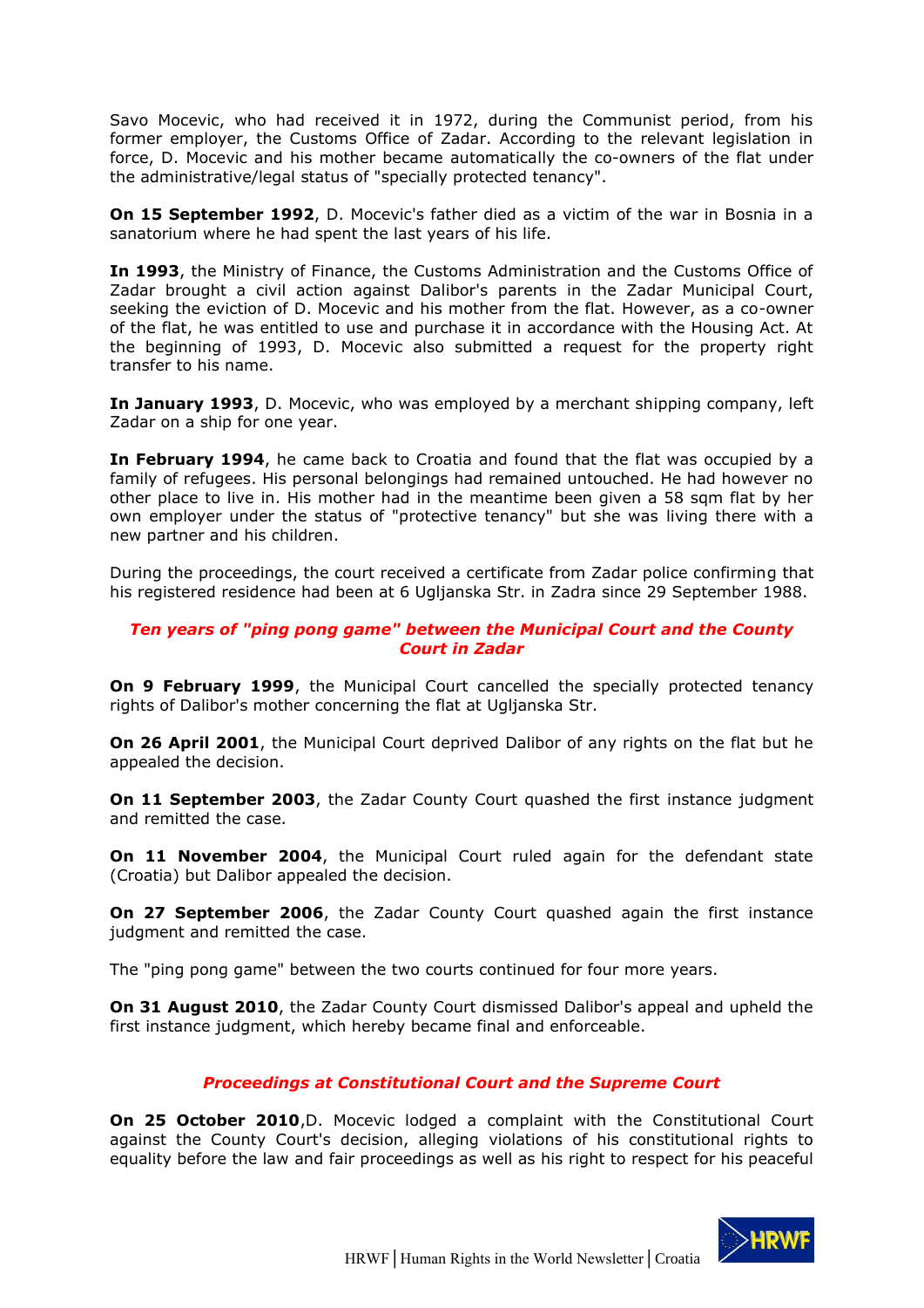Savo Mocevic, who had received it in 1972, during the Communist period, from his former employer, the Customs Office of Zadar. According to the relevant legislation in force, D. Mocevic and his mother became automatically the co-owners of the flat under the administrative/legal status of "specially protected tenancy".

**On 15 September 1992**, D. Mocevic's father died as a victim of the war in Bosnia in a sanatorium where he had spent the last years of his life.

**In 1993**, the Ministry of Finance, the Customs Administration and the Customs Office of Zadar brought a civil action against Dalibor's parents in the Zadar Municipal Court, seeking the eviction of D. Mocevic and his mother from the flat. However, as a co-owner of the flat, he was entitled to use and purchase it in accordance with the Housing Act. At the beginning of 1993, D. Mocevic also submitted a request for the property right transfer to his name.

**In January 1993**, D. Mocevic, who was employed by a merchant shipping company, left Zadar on a ship for one year.

**In February 1994**, he came back to Croatia and found that the flat was occupied by a family of refugees. His personal belongings had remained untouched. He had however no other place to live in. His mother had in the meantime been given a 58 sqm flat by her own employer under the status of "protective tenancy" but she was living there with a new partner and his children.

During the proceedings, the court received a certificate from Zadar police confirming that his registered residence had been at 6 Ugljanska Str. in Zadra since 29 September 1988.

### *Ten years of "ping pong game" between the Municipal Court and the County Court in Zadar*

**On 9 February 1999**, the Municipal Court cancelled the specially protected tenancy rights of Dalibor's mother concerning the flat at Ugljanska Str.

**On 26 April 2001**, the Municipal Court deprived Dalibor of any rights on the flat but he appealed the decision.

**On 11 September 2003**, the Zadar County Court quashed the first instance judgment and remitted the case.

**On 11 November 2004**, the Municipal Court ruled again for the defendant state (Croatia) but Dalibor appealed the decision.

**On 27 September 2006**, the Zadar County Court quashed again the first instance judgment and remitted the case.

The "ping pong game" between the two courts continued for four more years.

**On 31 August 2010**, the Zadar County Court dismissed Dalibor's appeal and upheld the first instance judgment, which hereby became final and enforceable.

### *Proceedings at Constitutional Court and the Supreme Court*

**On 25 October 2010**,D. Mocevic lodged a complaint with the Constitutional Court against the County Court's decision, alleging violations of his constitutional rights to equality before the law and fair proceedings as well as his right to respect for his peaceful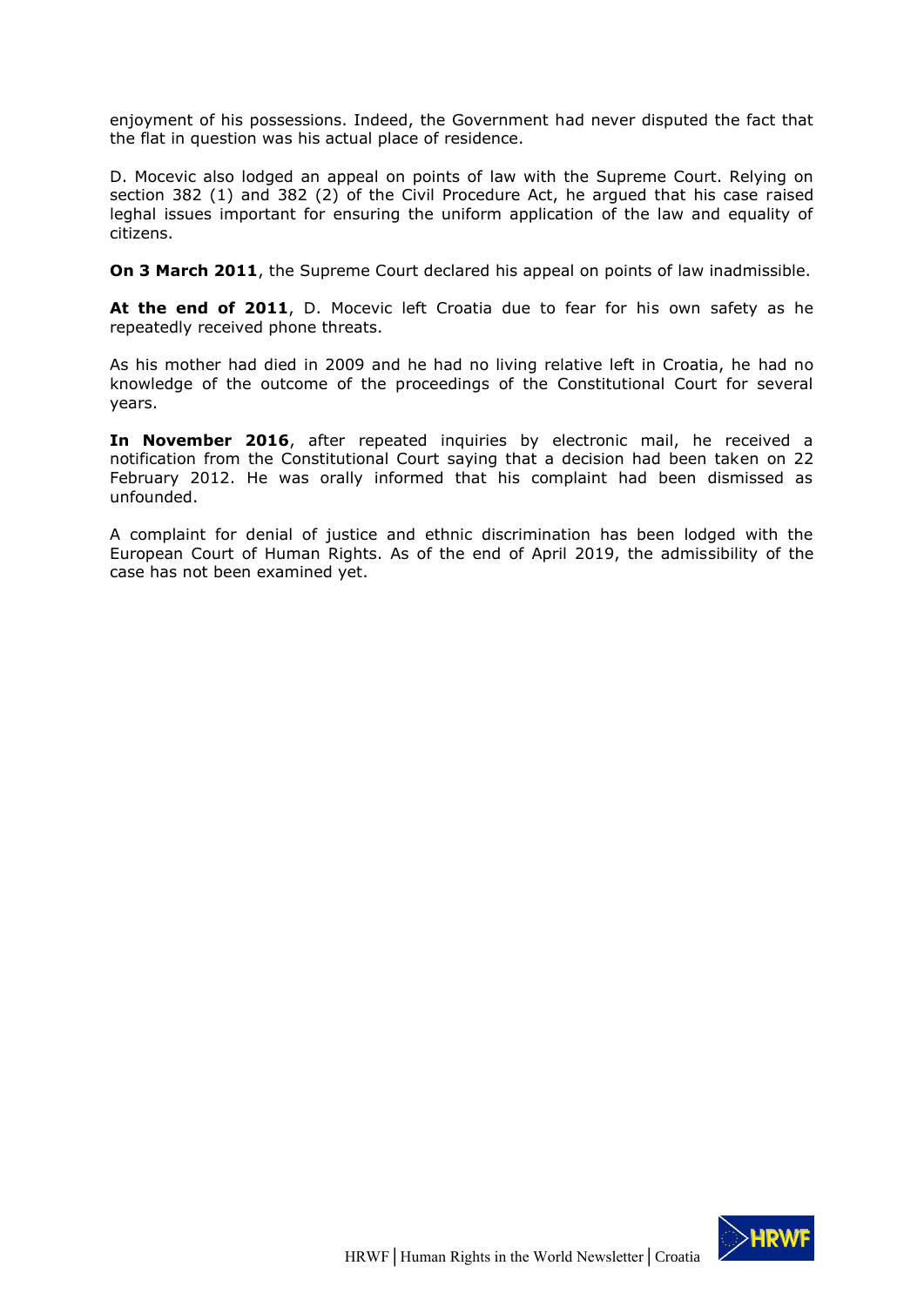enjoyment of his possessions. Indeed, the Government had never disputed the fact that the flat in question was his actual place of residence.

D. Mocevic also lodged an appeal on points of law with the Supreme Court. Relying on section 382 (1) and 382 (2) of the Civil Procedure Act, he argued that his case raised leghal issues important for ensuring the uniform application of the law and equality of citizens.

**On 3 March 2011**, the Supreme Court declared his appeal on points of law inadmissible.

**At the end of 2011**, D. Mocevic left Croatia due to fear for his own safety as he repeatedly received phone threats.

As his mother had died in 2009 and he had no living relative left in Croatia, he had no knowledge of the outcome of the proceedings of the Constitutional Court for several years.

**In November 2016**, after repeated inquiries by electronic mail, he received a notification from the Constitutional Court saying that a decision had been taken on 22 February 2012. He was orally informed that his complaint had been dismissed as unfounded.

A complaint for denial of justice and ethnic discrimination has been lodged with the European Court of Human Rights. As of the end of April 2019, the admissibility of the case has not been examined yet.